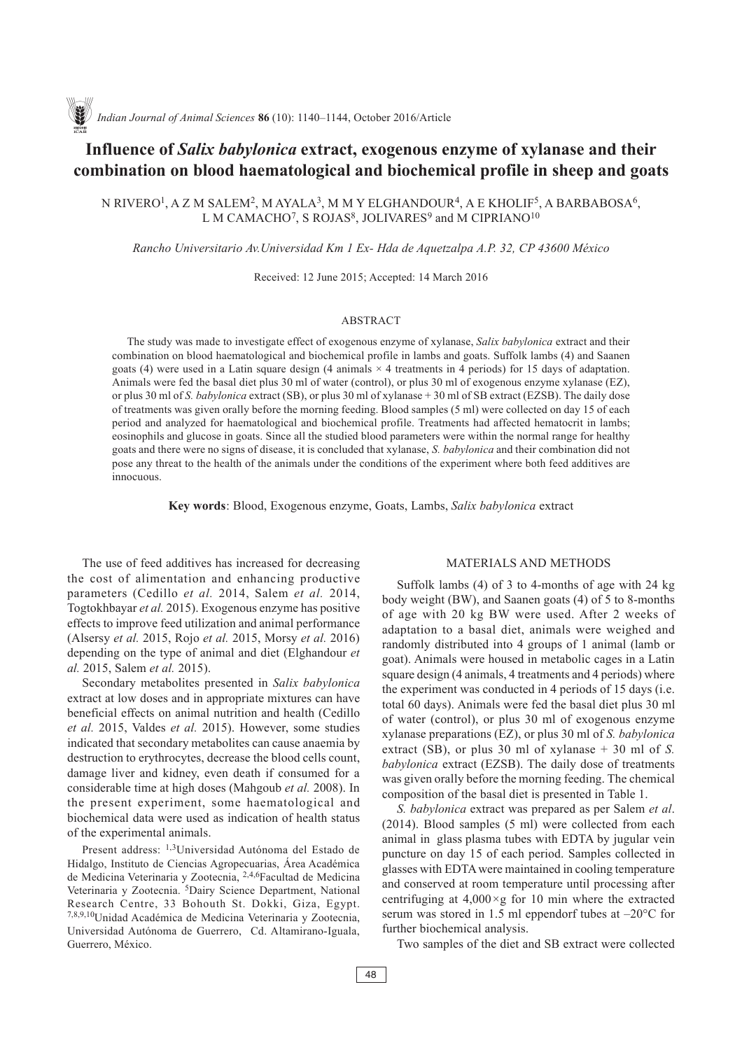# Influence of *Salix babylonica* extract, exogenous enzyme of xylanase and their combination on blood haematological and biochemical profile in sheep and goats

N RIVERO[1], A Z M SALEM[2], M AYALA[3], M M Y ELGHANDOUR[4], A E KHOLIF[5], A BARBABOSA[6], L M CAMACHO[7], S ROJAS[8], JOLIVARES[9] and M CIPRIANO[10]

*Rancho Universitario Av.Universidad Km 1 Ex- Hda de Aquetzalpa A.P. 32, CP 43600 México*

Received: 12 June 2015; Accepted: 14 March 2016

## ABSTRACT

The study was made to investigate effect of exogenous enzyme of xylanase, *Salix babylonica* extract and their combination on blood haematological and biochemical profile in lambs and goats. Suffolk lambs (4) and Saanen goats (4) were used in a Latin square design (4 animals × 4 treatments in 4 periods) for 15 days of adaptation. Animals were fed the basal diet plus 30 ml of water (control), or plus 30 ml of exogenous enzyme xylanase (EZ), or plus 30 ml of *S. babylonica* extract (SB), or plus 30 ml of xylanase + 30 ml of SB extract (EZSB). The daily dose of treatments was given orally before the morning feeding. Blood samples (5 ml) were collected on day 15 of each period and analyzed for haematological and biochemical profile. Treatments had affected hematocrit in lambs; eosinophils and glucose in goats. Since all the studied blood parameters were within the normal range for healthy goats and there were no signs of disease, it is concluded that xylanase, *S. babylonica* and their combination did not pose any threat to the health of the animals under the conditions of the experiment where both feed additives are innocuous.

**Key words**: Blood, Exogenous enzyme, Goats, Lambs, *Salix babylonica* extract

The use of feed additives has increased for decreasing the cost of alimentation and enhancing productive parameters (Cedillo *et al.* 2014, Salem *et al.* 2014, Togtokhbayar *et al.* 2015). Exogenous enzyme has positive effects to improve feed utilization and animal performance (Alsersy *et al.* 2015, Rojo *et al.* 2015, Morsy *et al.* 2016) depending on the type of animal and diet (Elghandour *et al.* 2015, Salem *et al.* 2015).

Secondary metabolites presented in *Salix babylonica* extract at low doses and in appropriate mixtures can have beneficial effects on animal nutrition and health (Cedillo *et al.* 2015, Valdes *et al.* 2015). However, some studies indicated that secondary metabolites can cause anaemia by destruction to erythrocytes, decrease the blood cells count, damage liver and kidney, even death if consumed for a considerable time at high doses (Mahgoub *et al.* 2008). In the present experiment, some haematological and biochemical data were used as indication of health status of the experimental animals.

Present address: [1,3]Universidad Autónoma del Estado de Hidalgo, Instituto de Ciencias Agropecuarias, Área Académica de Medicina Veterinaria y Zootecnia, [2,4,6]Facultad de Medicina Veterinaria y Zootecnia. [5]Dairy Science Department, National Research Centre, 33 Bohouth St. Dokki, Giza, Egypt. [7,8,9,10]Unidad Académica de Medicina Veterinaria y Zootecnia, Universidad Autónoma de Guerrero, Cd. Altamirano-Iguala, Guerrero, México.

## MATERIALS AND METHODS

Suffolk lambs (4) of 3 to 4-months of age with 24 kg body weight (BW), and Saanen goats (4) of 5 to 8-months of age with 20 kg BW were used. After 2 weeks of adaptation to a basal diet, animals were weighed and randomly distributed into 4 groups of 1 animal (lamb or goat). Animals were housed in metabolic cages in a Latin square design (4 animals, 4 treatments and 4 periods) where the experiment was conducted in 4 periods of 15 days (i.e. total 60 days). Animals were fed the basal diet plus 30 ml of water (control), or plus 30 ml of exogenous enzyme xylanase preparations (EZ), or plus 30 ml of *S. babylonica* extract (SB), or plus 30 ml of xylanase + 30 ml of *S. babylonica* extract (EZSB). The daily dose of treatments was given orally before the morning feeding. The chemical composition of the basal diet is presented in Table 1.

*S. babylonica* extract was prepared as per Salem *et al*. (2014). Blood samples (5 ml) were collected from each animal in glass plasma tubes with EDTA by jugular vein puncture on day 15 of each period. Samples collected in glasses with EDTA were maintained in cooling temperature and conserved at room temperature until processing after centrifuging at 4,000×g for 10 min where the extracted serum was stored in 1.5 ml eppendorf tubes at –20°C for further biochemical analysis.

Two samples of the diet and SB extract were collected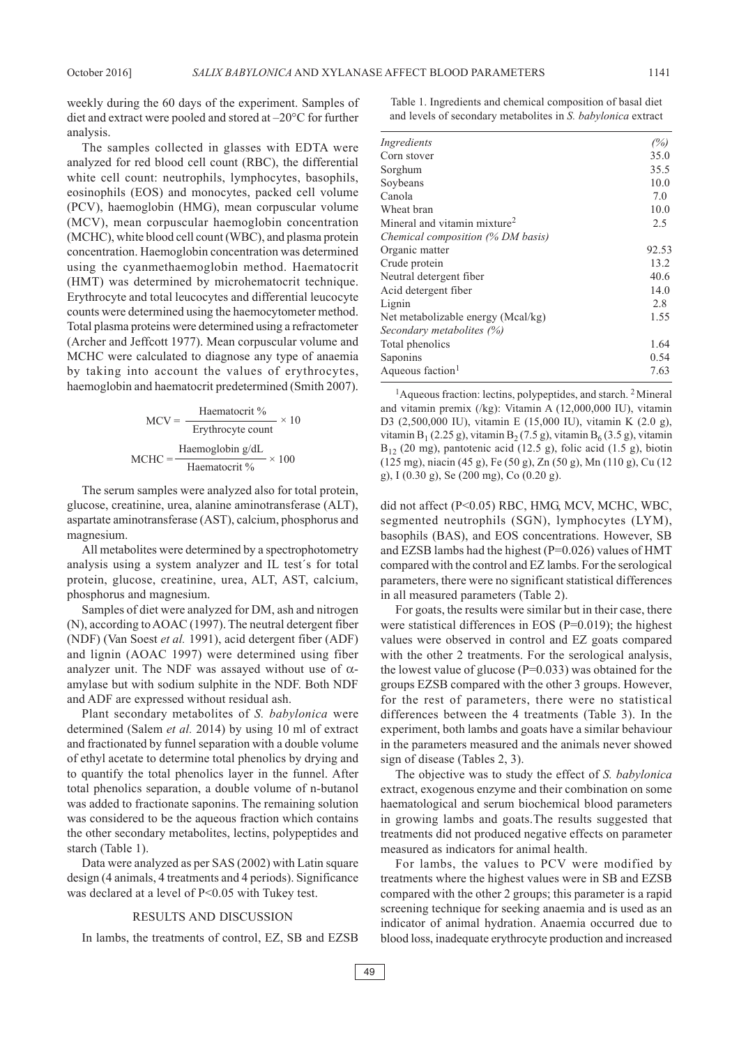weekly during the 60 days of the experiment. Samples of diet and extract were pooled and stored at –20°C for further analysis.

The samples collected in glasses with EDTA were analyzed for red blood cell count (RBC), the differential white cell count: neutrophils, lymphocytes, basophils, eosinophils (EOS) and monocytes, packed cell volume (PCV), haemoglobin (HMG), mean corpuscular volume (MCV), mean corpuscular haemoglobin concentration (MCHC), white blood cell count (WBC), and plasma protein concentration. Haemoglobin concentration was determined using the cyanmethaemoglobin method. Haematocrit (HMT) was determined by microhematocrit technique. Erythrocyte and total leucocytes and differential leucocyte counts were determined using the haemocytometer method. Total plasma proteins were determined using a refractometer (Archer and Jeffcott 1977). Mean corpuscular volume and MCHC were calculated to diagnose any type of anaemia by taking into account the values of erythrocytes, haemoglobin and haematocrit predetermined (Smith 2007).

$$\text{MCV} = \frac{\text{Haematocrit \%}}{\text{Erythrocyte count}} \times 10$$

$$\text{MCHC} = \frac{\text{Haemoglobin g/dL}}{\text{Haematocrit \%}} \times 100$$

The serum samples were analyzed also for total protein, glucose, creatinine, urea, alanine aminotransferase (ALT), aspartate aminotransferase (AST), calcium, phosphorus and magnesium.

All metabolites were determined by a spectrophotometry analysis using a system analyzer and IL test´s for total protein, glucose, creatinine, urea, ALT, AST, calcium, phosphorus and magnesium.

Samples of diet were analyzed for DM, ash and nitrogen (N), according to AOAC (1997). The neutral detergent fiber (NDF) (Van Soest *et al.* 1991), acid detergent fiber (ADF) and lignin (AOAC 1997) were determined using fiber analyzer unit. The NDF was assayed without use of $\alpha$-amylase but with sodium sulphite in the NDF. Both NDF and ADF are expressed without residual ash.

Plant secondary metabolites of *S. babylonica* were determined (Salem *et al.* 2014) by using 10 ml of extract and fractionated by funnel separation with a double volume of ethyl acetate to determine total phenolics by drying and to quantify the total phenolics layer in the funnel. After total phenolics separation, a double volume of n-butanol was added to fractionate saponins. The remaining solution was considered to be the aqueous fraction which contains the other secondary metabolites, lectins, polypeptides and starch (Table 1).

Data were analyzed as per SAS (2002) with Latin square design (4 animals, 4 treatments and 4 periods). Significance was declared at a level of $P<0.05$ with Tukey test.

## RESULTS AND DISCUSSION

In lambs, the treatments of control, EZ, SB and EZSB did not affect ($P<0.05$) RBC, HMG, MCV, MCHC, WBC, segmented neutrophils (SGN), lymphocytes (LYM), basophils (BAS), and EOS concentrations. However, SB and EZSB lambs had the highest ($P=0.026$) values of HMT compared with the control and EZ lambs. For the serological parameters, there were no significant statistical differences in all measured parameters (Table 2).

For goats, the results were similar but in their case, there were statistical differences in EOS ($P=0.019$); the highest values were observed in control and EZ goats compared with the other 2 treatments. For the serological analysis, the lowest value of glucose ($P=0.033$) was obtained for the groups EZSB compared with the other 3 groups. However, for the rest of parameters, there were no statistical differences between the 4 treatments (Table 3). In the experiment, both lambs and goats have a similar behaviour in the parameters measured and the animals never showed sign of disease (Tables 2, 3).

The objective was to study the effect of *S. babylonica* extract, exogenous enzyme and their combination on some haematological and serum biochemical blood parameters in growing lambs and goats.The results suggested that treatments did not produced negative effects on parameter measured as indicators for animal health.

For lambs, the values to PCV were modified by treatments where the highest values were in SB and EZSB compared with the other 2 groups; this parameter is a rapid screening technique for seeking anaemia and is used as an indicator of animal hydration. Anaemia occurred due to blood loss, inadequate erythrocyte production and increased

Table 1. Ingredients and chemical composition of basal diet and levels of secondary metabolites in *S. babylonica* extract

| *Ingredients* | *(%)* |
|---|---|
| Corn stover | 35.0 |
| Sorghum | 35.5 |
| Soybeans | 10.0 |
| Canola | 7.0 |
| Wheat bran | 10.0 |
| Mineral and vitamin mixture[2] | 2.5 |
| *Chemical composition (% DM basis)* | |
| Organic matter | 92.53 |
| Crude protein | 13.2 |
| Neutral detergent fiber | 40.6 |
| Acid detergent fiber | 14.0 |
| Lignin | 2.8 |
| Net metabolizable energy (Mcal/kg) | 1.55 |
| *Secondary metabolites (%)* | |
| Total phenolics | 1.64 |
| Saponins | 0.54 |
| Aqueous faction[1] | 7.63 |

[1]Aqueous fraction: lectins, polypeptides, and starch. [2]Mineral and vitamin premix (/kg): Vitamin A (12,000,000 IU), vitamin D3 (2,500,000 IU), vitamin E (15,000 IU), vitamin K (2.0 g), vitamin $B_1$ (2.25 g), vitamin $B_2$ (7.5 g), vitamin $B_6$ (3.5 g), vitamin $B_{12}$ (20 mg), pantotenic acid (12.5 g), folic acid (1.5 g), biotin (125 mg), niacin (45 g), Fe (50 g), Zn (50 g), Mn (110 g), Cu (12 g), I (0.30 g), Se (200 mg), Co (0.20 g).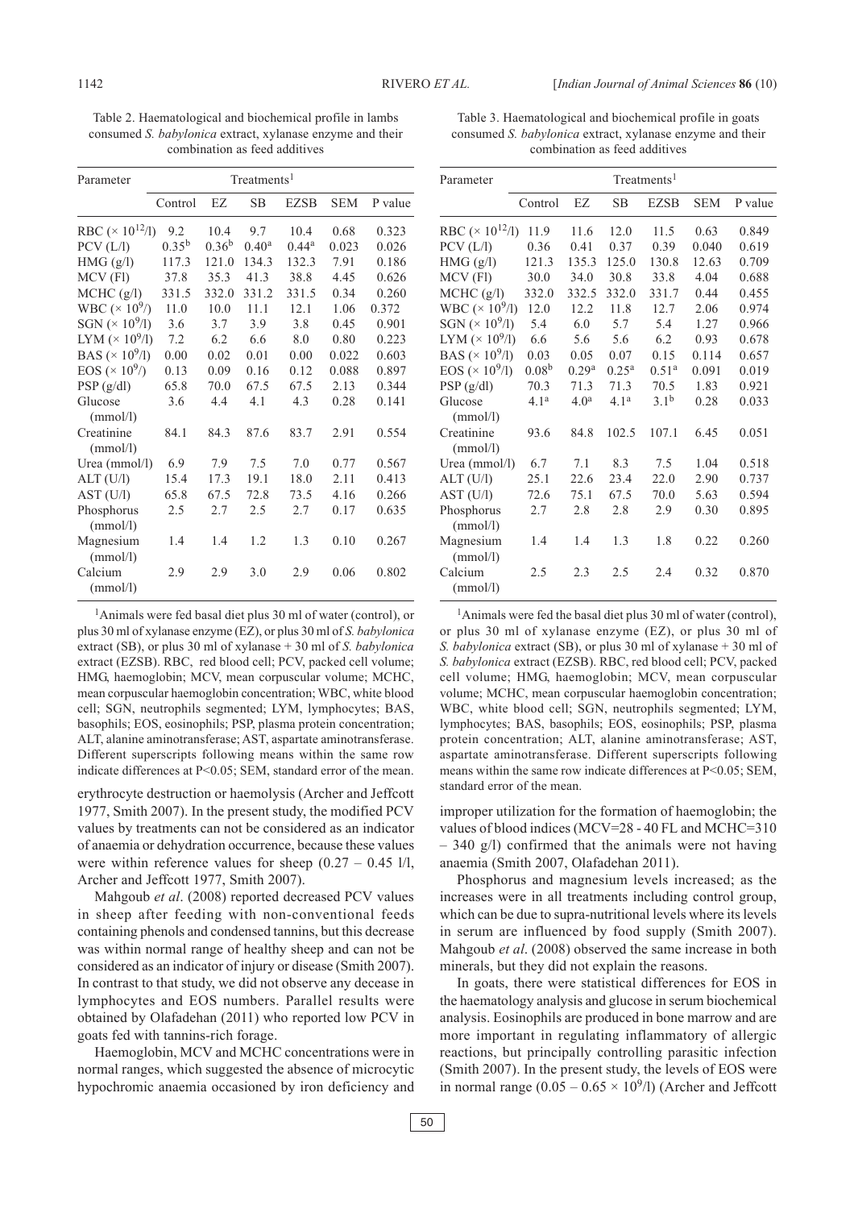Table 2. Haematological and biochemical profile in lambs consumed *S. babylonica* extract, xylanase enzyme and their combination as feed additives

| Parameter | Treatments[1] | | | | | |
|---|---|---|---|---|---|---|
| | Control | EZ | SB | EZSB | SEM | P value |
| RBC ($\times 10^{12}$/l) | 9.2 | 10.4 | 9.7 | 10.4 | 0.68 | 0.323 |
| PCV (L/l) | $0.35^{b}$ | $0.36^{b}$ | $0.40^{a}$ | $0.44^{a}$ | 0.023 | 0.026 |
| HMG (g/l) | 117.3 | 121.0 | 134.3 | 132.3 | 7.91 | 0.186 |
| MCV (Fl) | 37.8 | 35.3 | 41.3 | 38.8 | 4.45 | 0.626 |
| MCHC (g/l) | 331.5 | 332.0 | 331.2 | 331.5 | 0.34 | 0.260 |
| WBC ($\times 10^{9}$/) | 11.0 | 10.0 | 11.1 | 12.1 | 1.06 | 0.372 |
| SGN ($\times 10^{9}$/l) | 3.6 | 3.7 | 3.9 | 3.8 | 0.45 | 0.901 |
| LYM ($\times 10^{9}$/l) | 7.2 | 6.2 | 6.6 | 8.0 | 0.80 | 0.223 |
| BAS ($\times 10^{9}$/l) | 0.00 | 0.02 | 0.01 | 0.00 | 0.022 | 0.603 |
| EOS ($\times 10^{9}$/) | 0.13 | 0.09 | 0.16 | 0.12 | 0.088 | 0.897 |
| PSP (g/dl) | 65.8 | 70.0 | 67.5 | 67.5 | 2.13 | 0.344 |
| Glucose (mmol/l) | 3.6 | 4.4 | 4.1 | 4.3 | 0.28 | 0.141 |
| Creatinine (mmol/l) | 84.1 | 84.3 | 87.6 | 83.7 | 2.91 | 0.554 |
| Urea (mmol/l) | 6.9 | 7.9 | 7.5 | 7.0 | 0.77 | 0.567 |
| ALT (U/l) | 15.4 | 17.3 | 19.1 | 18.0 | 2.11 | 0.413 |
| AST (U/l) | 65.8 | 67.5 | 72.8 | 73.5 | 4.16 | 0.266 |
| Phosphorus (mmol/l) | 2.5 | 2.7 | 2.5 | 2.7 | 0.17 | 0.635 |
| Magnesium (mmol/l) | 1.4 | 1.4 | 1.2 | 1.3 | 0.10 | 0.267 |
| Calcium (mmol/l) | 2.9 | 2.9 | 3.0 | 2.9 | 0.06 | 0.802 |

[1]Animals were fed basal diet plus 30 ml of water (control), or plus 30 ml of xylanase enzyme (EZ), or plus 30 ml of *S. babylonica* extract (SB), or plus 30 ml of xylanase + 30 ml of *S. babylonica* extract (EZSB). RBC, red blood cell; PCV, packed cell volume; HMG, haemoglobin; MCV, mean corpuscular volume; MCHC, mean corpuscular haemoglobin concentration; WBC, white blood cell; SGN, neutrophils segmented; LYM, lymphocytes; BAS, basophils; EOS, eosinophils; PSP, plasma protein concentration; ALT, alanine aminotransferase; AST, aspartate aminotransferase. Different superscripts following means within the same row indicate differences at P<0.05; SEM, standard error of the mean.

Table 3. Haematological and biochemical profile in goats consumed *S. babylonica* extract, xylanase enzyme and their combination as feed additives

| Parameter | Treatments[1] | | | | | |
|---|---|---|---|---|---|---|
| | Control | EZ | SB | EZSB | SEM | P value |
| RBC ($\times 10^{12}$/l) | 11.9 | 11.6 | 12.0 | 11.5 | 0.63 | 0.849 |
| PCV (L/l) | 0.36 | 0.41 | 0.37 | 0.39 | 0.040 | 0.619 |
| HMG (g/l) | 121.3 | 135.3 | 125.0 | 130.8 | 12.63 | 0.709 |
| MCV (Fl) | 30.0 | 34.0 | 30.8 | 33.8 | 4.04 | 0.688 |
| MCHC (g/l) | 332.0 | 332.5 | 332.0 | 331.7 | 0.44 | 0.455 |
| WBC ($\times 10^{9}$/l) | 12.0 | 12.2 | 11.8 | 12.7 | 2.06 | 0.974 |
| SGN ($\times 10^{9}$/l) | 5.4 | 6.0 | 5.7 | 5.4 | 1.27 | 0.966 |
| LYM ($\times 10^{9}$/l) | 6.6 | 5.6 | 5.6 | 6.2 | 0.93 | 0.678 |
| BAS ($\times 10^{9}$/l) | 0.03 | 0.05 | 0.07 | 0.15 | 0.114 | 0.657 |
| EOS ($\times 10^{9}$/l) | $0.08^{b}$ | $0.29^{a}$ | $0.25^{a}$ | $0.51^{a}$ | 0.091 | 0.019 |
| PSP (g/dl) | 70.3 | 71.3 | 71.3 | 70.5 | 1.83 | 0.921 |
| Glucose (mmol/l) | $4.1^{a}$ | $4.0^{a}$ | $4.1^{a}$ | $3.1^{b}$ | 0.28 | 0.033 |
| Creatinine (mmol/l) | 93.6 | 84.8 | 102.5 | 107.1 | 6.45 | 0.051 |
| Urea (mmol/l) | 6.7 | 7.1 | 8.3 | 7.5 | 1.04 | 0.518 |
| ALT (U/l) | 25.1 | 22.6 | 23.4 | 22.0 | 2.90 | 0.737 |
| AST (U/l) | 72.6 | 75.1 | 67.5 | 70.0 | 5.63 | 0.594 |
| Phosphorus (mmol/l) | 2.7 | 2.8 | 2.8 | 2.9 | 0.30 | 0.895 |
| Magnesium (mmol/l) | 1.4 | 1.4 | 1.3 | 1.8 | 0.22 | 0.260 |
| Calcium (mmol/l) | 2.5 | 2.3 | 2.5 | 2.4 | 0.32 | 0.870 |

[1]Animals were fed the basal diet plus 30 ml of water (control), or plus 30 ml of xylanase enzyme (EZ), or plus 30 ml of *S. babylonica* extract (SB), or plus 30 ml of xylanase + 30 ml of *S. babylonica* extract (EZSB). RBC, red blood cell; PCV, packed cell volume; HMG, haemoglobin; MCV, mean corpuscular volume; MCHC, mean corpuscular haemoglobin concentration; WBC, white blood cell; SGN, neutrophils segmented; LYM, lymphocytes; BAS, basophils; EOS, eosinophils; PSP, plasma protein concentration; ALT, alanine aminotransferase; AST, aspartate aminotransferase. Different superscripts following means within the same row indicate differences at P<0.05; SEM, standard error of the mean.

erythrocyte destruction or haemolysis (Archer and Jeffcott 1977, Smith 2007). In the present study, the modified PCV values by treatments can not be considered as an indicator of anaemia or dehydration occurrence, because these values were within reference values for sheep (0.27 – 0.45 l/l, Archer and Jeffcott 1977, Smith 2007).

Mahgoub *et al*. (2008) reported decreased PCV values in sheep after feeding with non-conventional feeds containing phenols and condensed tannins, but this decrease was within normal range of healthy sheep and can not be considered as an indicator of injury or disease (Smith 2007). In contrast to that study, we did not observe any decease in lymphocytes and EOS numbers. Parallel results were obtained by Olafadehan (2011) who reported low PCV in goats fed with tannins-rich forage.

Haemoglobin, MCV and MCHC concentrations were in normal ranges, which suggested the absence of microcytic hypochromic anaemia occasioned by iron deficiency and improper utilization for the formation of haemoglobin; the values of blood indices (MCV=28 - 40 FL and MCHC=310 – 340 g/l) confirmed that the animals were not having anaemia (Smith 2007, Olafadehan 2011).

Phosphorus and magnesium levels increased; as the increases were in all treatments including control group, which can be due to supra-nutritional levels where its levels in serum are influenced by food supply (Smith 2007). Mahgoub *et al*. (2008) observed the same increase in both minerals, but they did not explain the reasons.

In goats, there were statistical differences for EOS in the haematology analysis and glucose in serum biochemical analysis. Eosinophils are produced in bone marrow and are more important in regulating inflammatory of allergic reactions, but principally controlling parasitic infection (Smith 2007). In the present study, the levels of EOS were in normal range ($0.05 – 0.65 \times 10^{9}$/l) (Archer and Jeffcott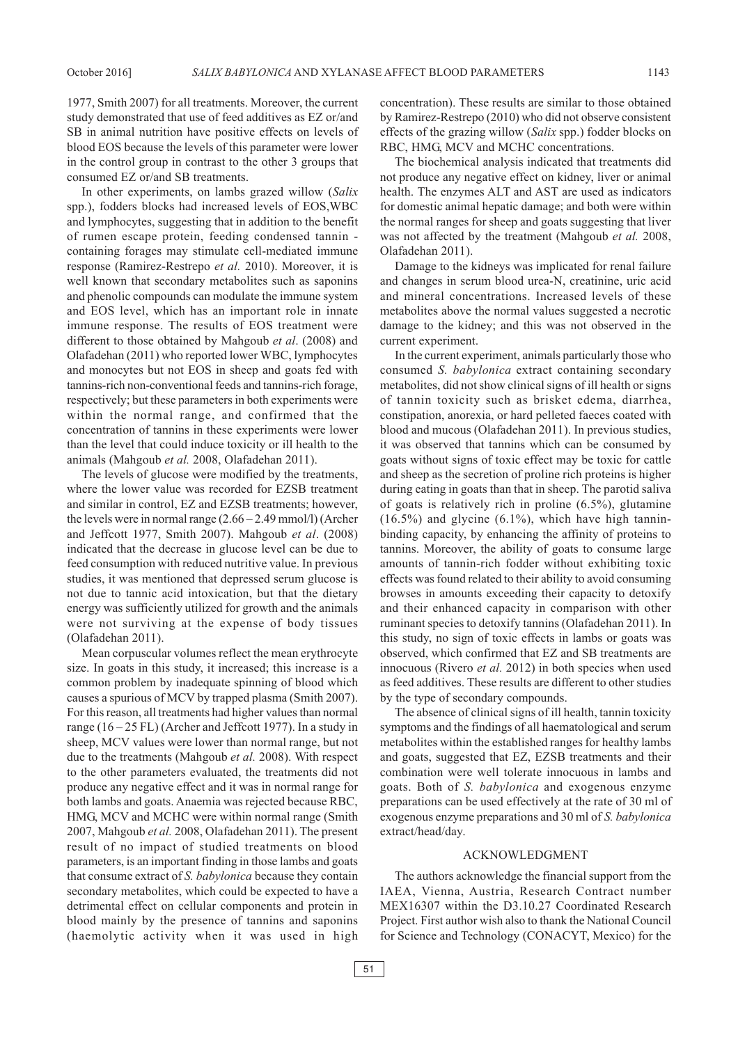1977, Smith 2007) for all treatments. Moreover, the current study demonstrated that use of feed additives as EZ or/and SB in animal nutrition have positive effects on levels of blood EOS because the levels of this parameter were lower in the control group in contrast to the other 3 groups that consumed EZ or/and SB treatments.

In other experiments, on lambs grazed willow (*Salix* spp.), fodders blocks had increased levels of EOS,WBC and lymphocytes, suggesting that in addition to the benefit of rumen escape protein, feeding condensed tannin - containing forages may stimulate cell-mediated immune response (Ramirez-Restrepo *et al.* 2010). Moreover, it is well known that secondary metabolites such as saponins and phenolic compounds can modulate the immune system and EOS level, which has an important role in innate immune response. The results of EOS treatment were different to those obtained by Mahgoub *et al*. (2008) and Olafadehan (2011) who reported lower WBC, lymphocytes and monocytes but not EOS in sheep and goats fed with tannins-rich non-conventional feeds and tannins-rich forage, respectively; but these parameters in both experiments were within the normal range, and confirmed that the concentration of tannins in these experiments were lower than the level that could induce toxicity or ill health to the animals (Mahgoub *et al.* 2008, Olafadehan 2011).

The levels of glucose were modified by the treatments, where the lower value was recorded for EZSB treatment and similar in control, EZ and EZSB treatments; however, the levels were in normal range (2.66 – 2.49 mmol/l) (Archer and Jeffcott 1977, Smith 2007). Mahgoub *et al*. (2008) indicated that the decrease in glucose level can be due to feed consumption with reduced nutritive value. In previous studies, it was mentioned that depressed serum glucose is not due to tannic acid intoxication, but that the dietary energy was sufficiently utilized for growth and the animals were not surviving at the expense of body tissues (Olafadehan 2011).

Mean corpuscular volumes reflect the mean erythrocyte size. In goats in this study, it increased; this increase is a common problem by inadequate spinning of blood which causes a spurious of MCV by trapped plasma (Smith 2007). For this reason, all treatments had higher values than normal range (16 – 25 FL) (Archer and Jeffcott 1977). In a study in sheep, MCV values were lower than normal range, but not due to the treatments (Mahgoub *et al.* 2008). With respect to the other parameters evaluated, the treatments did not produce any negative effect and it was in normal range for both lambs and goats. Anaemia was rejected because RBC, HMG, MCV and MCHC were within normal range (Smith 2007, Mahgoub *et al.* 2008, Olafadehan 2011). The present result of no impact of studied treatments on blood parameters, is an important finding in those lambs and goats that consume extract of *S. babylonica* because they contain secondary metabolites, which could be expected to have a detrimental effect on cellular components and protein in blood mainly by the presence of tannins and saponins (haemolytic activity when it was used in high concentration). These results are similar to those obtained by Ramirez-Restrepo (2010) who did not observe consistent effects of the grazing willow (*Salix* spp.) fodder blocks on RBC, HMG, MCV and MCHC concentrations.

The biochemical analysis indicated that treatments did not produce any negative effect on kidney, liver or animal health. The enzymes ALT and AST are used as indicators for domestic animal hepatic damage; and both were within the normal ranges for sheep and goats suggesting that liver was not affected by the treatment (Mahgoub *et al.* 2008, Olafadehan 2011).

Damage to the kidneys was implicated for renal failure and changes in serum blood urea-N, creatinine, uric acid and mineral concentrations. Increased levels of these metabolites above the normal values suggested a necrotic damage to the kidney; and this was not observed in the current experiment.

In the current experiment, animals particularly those who consumed *S. babylonica* extract containing secondary metabolites, did not show clinical signs of ill health or signs of tannin toxicity such as brisket edema, diarrhea, constipation, anorexia, or hard pelleted faeces coated with blood and mucous (Olafadehan 2011). In previous studies, it was observed that tannins which can be consumed by goats without signs of toxic effect may be toxic for cattle and sheep as the secretion of proline rich proteins is higher during eating in goats than that in sheep. The parotid saliva of goats is relatively rich in proline (6.5%), glutamine (16.5%) and glycine (6.1%), which have high tannin-binding capacity, by enhancing the affinity of proteins to tannins. Moreover, the ability of goats to consume large amounts of tannin-rich fodder without exhibiting toxic effects was found related to their ability to avoid consuming browses in amounts exceeding their capacity to detoxify and their enhanced capacity in comparison with other ruminant species to detoxify tannins (Olafadehan 2011). In this study, no sign of toxic effects in lambs or goats was observed, which confirmed that EZ and SB treatments are innocuous (Rivero *et al.* 2012) in both species when used as feed additives. These results are different to other studies by the type of secondary compounds.

The absence of clinical signs of ill health, tannin toxicity symptoms and the findings of all haematological and serum metabolites within the established ranges for healthy lambs and goats, suggested that EZ, EZSB treatments and their combination were well tolerate innocuous in lambs and goats. Both of *S. babylonica* and exogenous enzyme preparations can be used effectively at the rate of 30 ml of exogenous enzyme preparations and 30 ml of *S. babylonica* extract/head/day.

## ACKNOWLEDGMENT

The authors acknowledge the financial support from the IAEA, Vienna, Austria, Research Contract number MEX16307 within the D3.10.27 Coordinated Research Project. First author wish also to thank the National Council for Science and Technology (CONACYT, Mexico) for the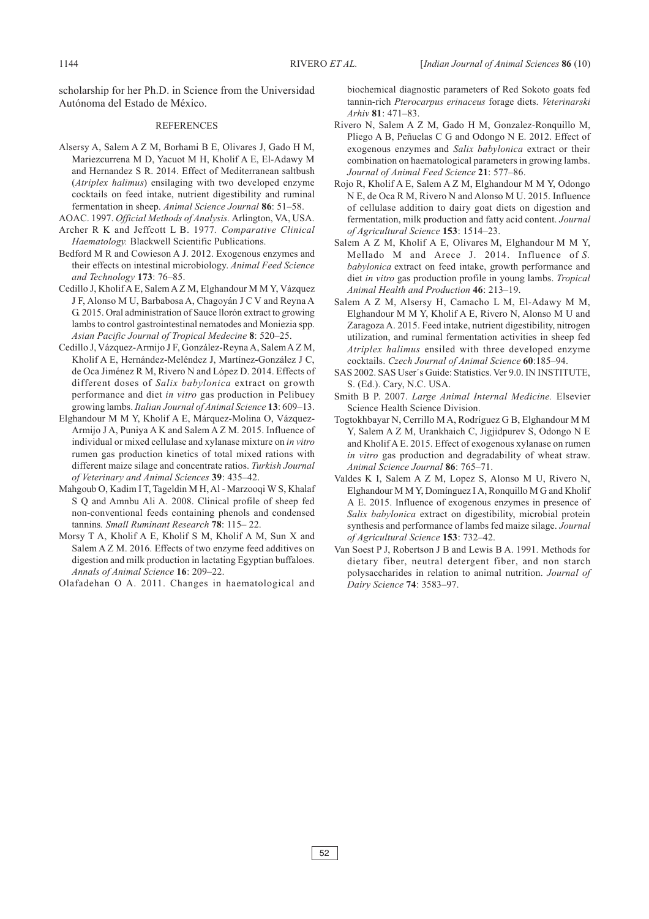scholarship for her Ph.D. in Science from the Universidad Autónoma del Estado de México.

## REFERENCES

Alsersy A, Salem A Z M, Borhami B E, Olivares J, Gado H M, Mariezcurrena M D, Yacuot M H, Kholif A E, El-Adawy M and Hernandez S R. 2014. Effect of Mediterranean saltbush (*Atriplex halimus*) ensilaging with two developed enzyme cocktails on feed intake, nutrient digestibility and ruminal fermentation in sheep. *Animal Science Journal* **86**: 51–58.

AOAC. 1997. *Official Methods of Analysis.* Arlington, VA, USA.

Archer R K and Jeffcott L B. 1977. *Comparative Clinical Haematology.* Blackwell Scientific Publications.

Bedford M R and Cowieson A J. 2012. Exogenous enzymes and their effects on intestinal microbiology. *Animal Feed Science and Technology* **173**: 76–85.

Cedillo J, Kholif A E, Salem A Z M, Elghandour M M Y, Vázquez J F, Alonso M U, Barbabosa A, Chagoyán J C V and Reyna A G. 2015. Oral administration of Sauce llorón extract to growing lambs to control gastrointestinal nematodes and Moniezia spp. *Asian Pacific Journal of Tropical Medecine* **8**: 520–25.

Cedillo J, Vázquez-Armijo J F, González-Reyna A, Salem A Z M, Kholif A E, Hernández-Meléndez J, Martínez-González J C, de Oca Jiménez R M, Rivero N and López D. 2014. Effects of different doses of *Salix babylonica* extract on growth performance and diet *in vitro* gas production in Pelibuey growing lambs. *Italian Journal of Animal Science* **13**: 609–13.

Elghandour M M Y, Kholif A E, Márquez-Molina O, Vázquez-Armijo J A, Puniya A K and Salem A Z M. 2015. Influence of individual or mixed cellulase and xylanase mixture on *in vitro* rumen gas production kinetics of total mixed rations with different maize silage and concentrate ratios. *Turkish Journal of Veterinary and Animal Sciences* **39**: 435–42.

Mahgoub O, Kadim I T, Tageldin M H, Al - Marzooqi W S, Khalaf S Q and Amnbu Ali A. 2008. Clinical profile of sheep fed non-conventional feeds containing phenols and condensed tannins*. Small Ruminant Research* **78**: 115– 22.

Morsy T A, Kholif A E, Kholif S M, Kholif A M, Sun X and Salem A Z M. 2016. Effects of two enzyme feed additives on digestion and milk production in lactating Egyptian buffaloes. *Annals of Animal Science* **16**: 209–22.

Olafadehan O A. 2011. Changes in haematological and biochemical diagnostic parameters of Red Sokoto goats fed tannin-rich *Pterocarpus erinaceus* forage diets. *Veterinarski Arhiv* **81**: 471–83.

Rivero N, Salem A Z M, Gado H M, Gonzalez-Ronquillo M, Pliego A B, Peñuelas C G and Odongo N E. 2012. Effect of exogenous enzymes and *Salix babylonica* extract or their combination on haematological parameters in growing lambs. *Journal of Animal Feed Science* **21**: 577–86.

Rojo R, Kholif A E, Salem A Z M, Elghandour M M Y, Odongo N E, de Oca R M, Rivero N and Alonso M U. 2015. Influence of cellulase addition to dairy goat diets on digestion and fermentation, milk production and fatty acid content. *Journal of Agricultural Science* **153**: 1514–23.

Salem A Z M, Kholif A E, Olivares M, Elghandour M M Y, Mellado M and Arece J. 2014. Influence of *S. babylonica* extract on feed intake, growth performance and diet *in vitro* gas production profile in young lambs. *Tropical Animal Health and Production* **46**: 213–19.

Salem A Z M, Alsersy H, Camacho L M, El-Adawy M M, Elghandour M M Y, Kholif A E, Rivero N, Alonso M U and Zaragoza A. 2015. Feed intake, nutrient digestibility, nitrogen utilization, and ruminal fermentation activities in sheep fed *Atriplex halimus* ensiled with three developed enzyme cocktails. *Czech Journal of Animal Science* **60**:185–94.

SAS 2002. SAS User´s Guide: Statistics. Ver 9.0. IN INSTITUTE, S. (Ed.). Cary, N.C. USA.

Smith B P. 2007. *Large Animal Internal Medicine.* Elsevier Science Health Science Division.

Togtokhbayar N, Cerrillo M A, Rodríguez G B, Elghandour M M Y, Salem A Z M, Urankhaich C, Jigjidpurev S, Odongo N E and Kholif A E. 2015. Effect of exogenous xylanase on rumen *in vitro* gas production and degradability of wheat straw. *Animal Science Journal* **86**: 765–71.

Valdes K I, Salem A Z M, Lopez S, Alonso M U, Rivero N, Elghandour M M Y, Domínguez I A, Ronquillo M G and Kholif A E. 2015. Influence of exogenous enzymes in presence of *Salix babylonica* extract on digestibility, microbial protein synthesis and performance of lambs fed maize silage. *Journal of Agricultural Science* **153**: 732–42.

Van Soest P J, Robertson J B and Lewis B A. 1991. Methods for dietary fiber, neutral detergent fiber, and non starch polysaccharides in relation to animal nutrition. *Journal of Dairy Science* **74**: 3583–97.